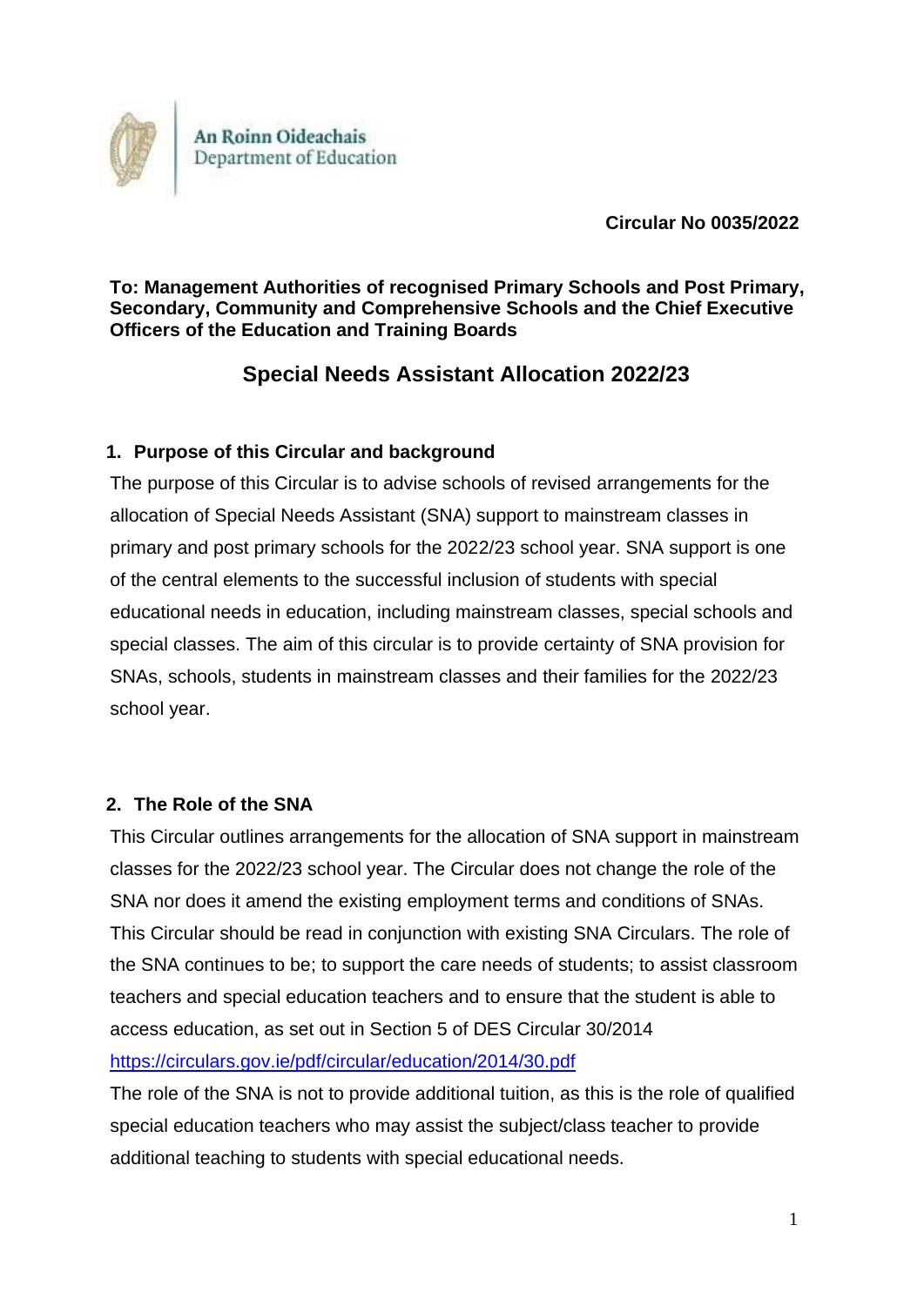An Roinn Oideachais
Department of Education

**Circular No 0035/2022**

**To: Management Authorities of recognised Primary Schools and Post Primary, Secondary, Community and Comprehensive Schools and the Chief Executive Officers of the Education and Training Boards**

# Special Needs Assistant Allocation 2022/23

## 1. Purpose of this Circular and background

The purpose of this Circular is to advise schools of revised arrangements for the allocation of Special Needs Assistant (SNA) support to mainstream classes in primary and post primary schools for the 2022/23 school year. SNA support is one of the central elements to the successful inclusion of students with special educational needs in education, including mainstream classes, special schools and special classes. The aim of this circular is to provide certainty of SNA provision for SNAs, schools, students in mainstream classes and their families for the 2022/23 school year.

## 2. The Role of the SNA

This Circular outlines arrangements for the allocation of SNA support in mainstream classes for the 2022/23 school year. The Circular does not change the role of the SNA nor does it amend the existing employment terms and conditions of SNAs. This Circular should be read in conjunction with existing SNA Circulars. The role of the SNA continues to be; to support the care needs of students; to assist classroom teachers and special education teachers and to ensure that the student is able to access education, as set out in Section 5 of DES Circular 30/2014 [https://circulars.gov.ie/pdf/circular/education/2014/30.pdf](https://circulars.gov.ie/pdf/circular/education/2014/30.pdf)

The role of the SNA is not to provide additional tuition, as this is the role of qualified special education teachers who may assist the subject/class teacher to provide additional teaching to students with special educational needs.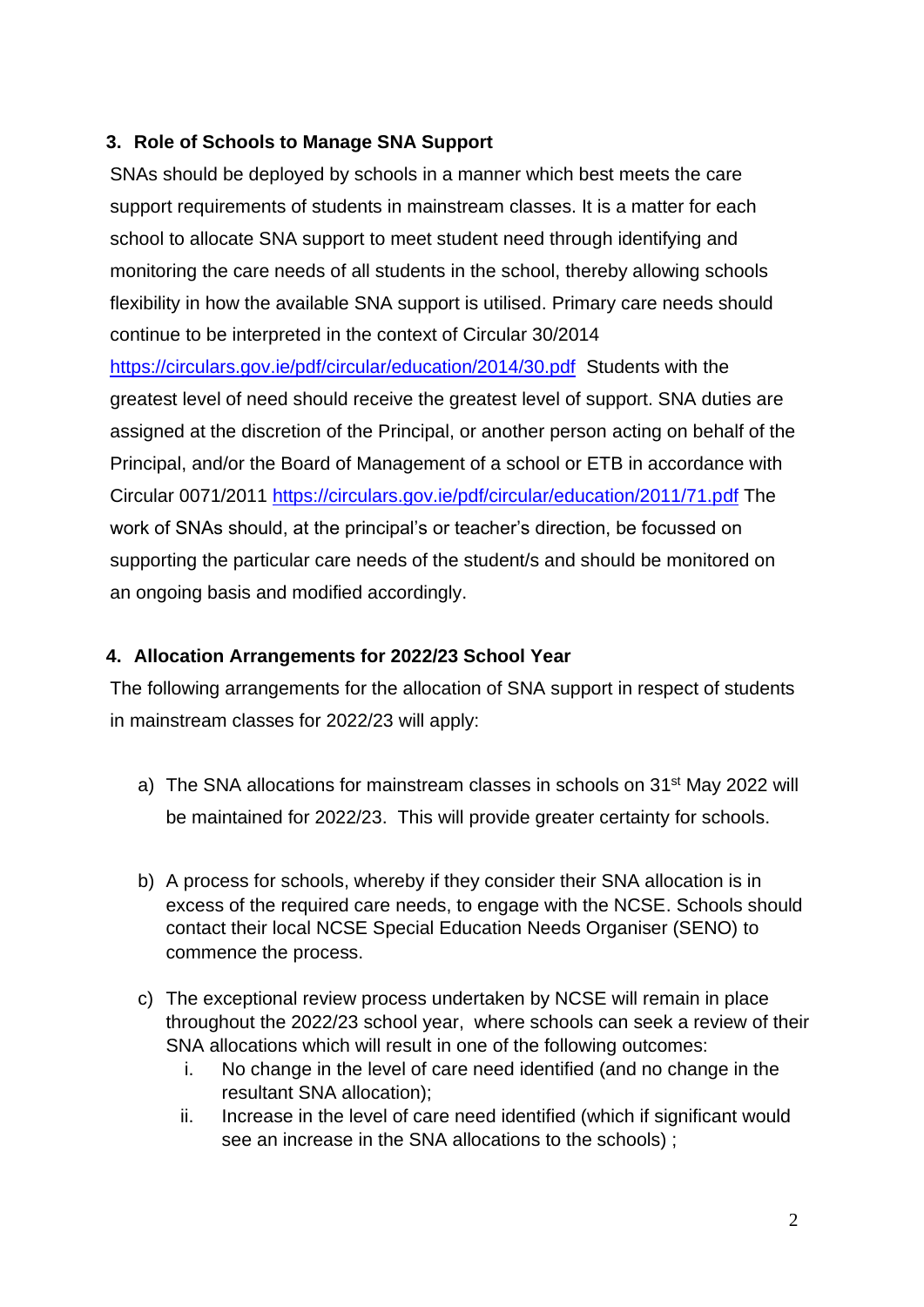## 3. Role of Schools to Manage SNA Support

SNAs should be deployed by schools in a manner which best meets the care support requirements of students in mainstream classes. It is a matter for each school to allocate SNA support to meet student need through identifying and monitoring the care needs of all students in the school, thereby allowing schools flexibility in how the available SNA support is utilised. Primary care needs should continue to be interpreted in the context of Circular 30/2014 https://circulars.gov.ie/pdf/circular/education/2014/30.pdf Students with the greatest level of need should receive the greatest level of support. SNA duties are assigned at the discretion of the Principal, or another person acting on behalf of the Principal, and/or the Board of Management of a school or ETB in accordance with Circular 0071/2011 https://circulars.gov.ie/pdf/circular/education/2011/71.pdf The work of SNAs should, at the principal's or teacher's direction, be focussed on supporting the particular care needs of the student/s and should be monitored on an ongoing basis and modified accordingly.

## 4. Allocation Arrangements for 2022/23 School Year

The following arrangements for the allocation of SNA support in respect of students in mainstream classes for 2022/23 will apply:

a) The SNA allocations for mainstream classes in schools on 31st May 2022 will be maintained for 2022/23. This will provide greater certainty for schools.

b) A process for schools, whereby if they consider their SNA allocation is in excess of the required care needs, to engage with the NCSE. Schools should contact their local NCSE Special Education Needs Organiser (SENO) to commence the process.

c) The exceptional review process undertaken by NCSE will remain in place throughout the 2022/23 school year, where schools can seek a review of their SNA allocations which will result in one of the following outcomes:

   i. No change in the level of care need identified (and no change in the resultant SNA allocation);

   ii. Increase in the level of care need identified (which if significant would see an increase in the SNA allocations to the schools) ;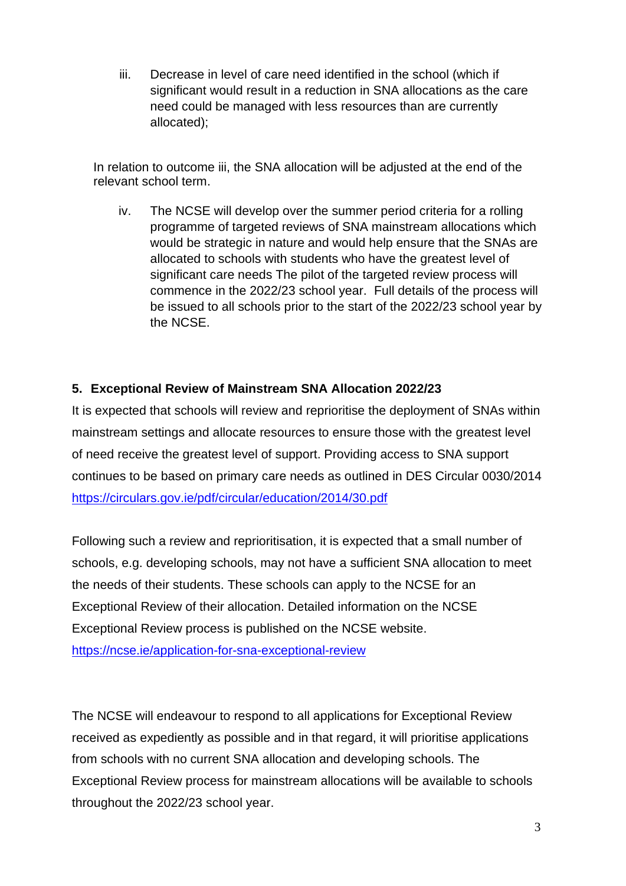iii. Decrease in level of care need identified in the school (which if significant would result in a reduction in SNA allocations as the care need could be managed with less resources than are currently allocated);

In relation to outcome iii, the SNA allocation will be adjusted at the end of the relevant school term.

iv. The NCSE will develop over the summer period criteria for a rolling programme of targeted reviews of SNA mainstream allocations which would be strategic in nature and would help ensure that the SNAs are allocated to schools with students who have the greatest level of significant care needs The pilot of the targeted review process will commence in the 2022/23 school year. Full details of the process will be issued to all schools prior to the start of the 2022/23 school year by the NCSE.

## 5. Exceptional Review of Mainstream SNA Allocation 2022/23

It is expected that schools will review and reprioritise the deployment of SNAs within mainstream settings and allocate resources to ensure those with the greatest level of need receive the greatest level of support. Providing access to SNA support continues to be based on primary care needs as outlined in DES Circular 0030/2014 https://circulars.gov.ie/pdf/circular/education/2014/30.pdf

Following such a review and reprioritisation, it is expected that a small number of schools, e.g. developing schools, may not have a sufficient SNA allocation to meet the needs of their students. These schools can apply to the NCSE for an Exceptional Review of their allocation. Detailed information on the NCSE Exceptional Review process is published on the NCSE website. https://ncse.ie/application-for-sna-exceptional-review

The NCSE will endeavour to respond to all applications for Exceptional Review received as expediently as possible and in that regard, it will prioritise applications from schools with no current SNA allocation and developing schools. The Exceptional Review process for mainstream allocations will be available to schools throughout the 2022/23 school year.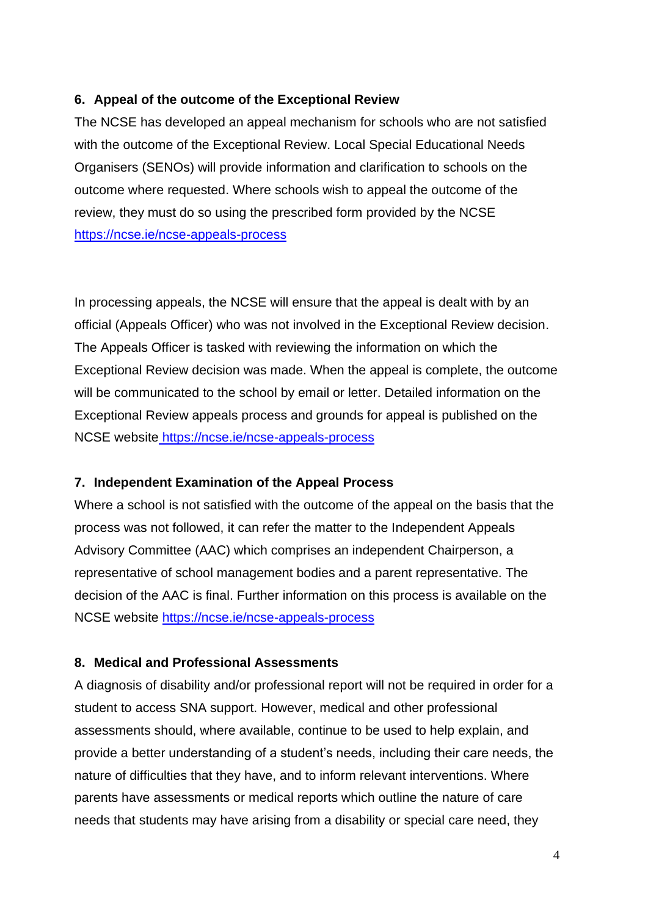### 6. Appeal of the outcome of the Exceptional Review

The NCSE has developed an appeal mechanism for schools who are not satisfied with the outcome of the Exceptional Review. Local Special Educational Needs Organisers (SENOs) will provide information and clarification to schools on the outcome where requested. Where schools wish to appeal the outcome of the review, they must do so using the prescribed form provided by the NCSE https://ncse.ie/ncse-appeals-process

In processing appeals, the NCSE will ensure that the appeal is dealt with by an official (Appeals Officer) who was not involved in the Exceptional Review decision. The Appeals Officer is tasked with reviewing the information on which the Exceptional Review decision was made. When the appeal is complete, the outcome will be communicated to the school by email or letter. Detailed information on the Exceptional Review appeals process and grounds for appeal is published on the NCSE website https://ncse.ie/ncse-appeals-process

### 7. Independent Examination of the Appeal Process

Where a school is not satisfied with the outcome of the appeal on the basis that the process was not followed, it can refer the matter to the Independent Appeals Advisory Committee (AAC) which comprises an independent Chairperson, a representative of school management bodies and a parent representative. The decision of the AAC is final. Further information on this process is available on the NCSE website https://ncse.ie/ncse-appeals-process

### 8. Medical and Professional Assessments

A diagnosis of disability and/or professional report will not be required in order for a student to access SNA support. However, medical and other professional assessments should, where available, continue to be used to help explain, and provide a better understanding of a student's needs, including their care needs, the nature of difficulties that they have, and to inform relevant interventions. Where parents have assessments or medical reports which outline the nature of care needs that students may have arising from a disability or special care need, they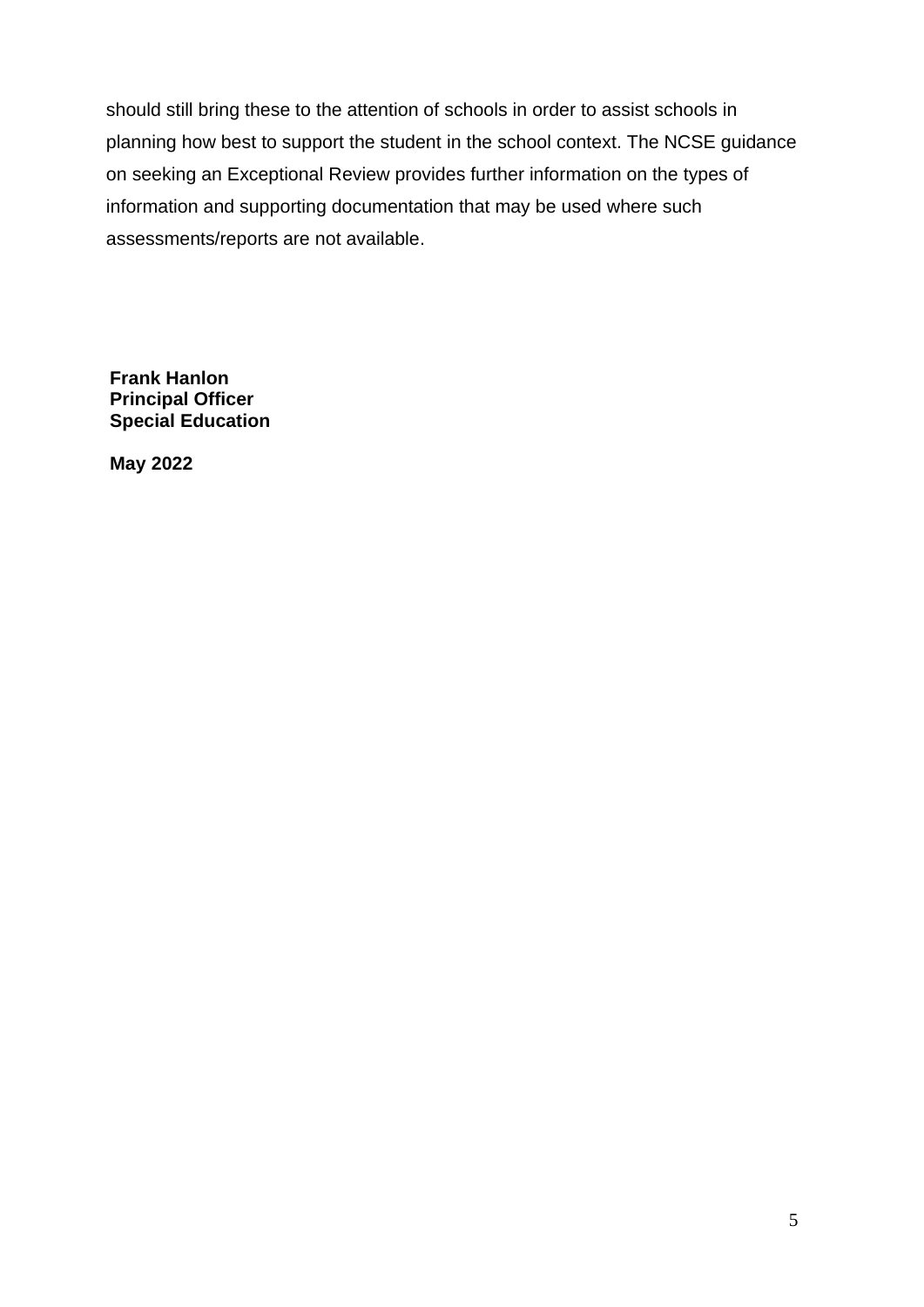should still bring these to the attention of schools in order to assist schools in planning how best to support the student in the school context. The NCSE guidance on seeking an Exceptional Review provides further information on the types of information and supporting documentation that may be used where such assessments/reports are not available.

**Frank Hanlon**
**Principal Officer**
**Special Education**

**May 2022**